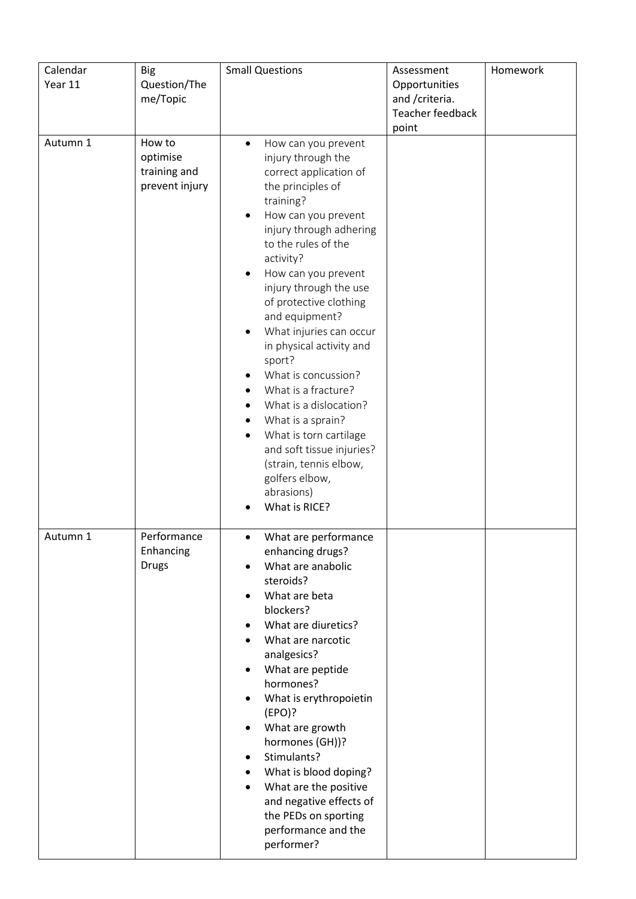| Calendar Year 11 | Big Question/Theme/Topic | Small Questions | Assessment Opportunities and /criteria. Teacher feedback point | Homework |
|---|---|---|---|---|
| Autumn 1 | How to optimise training and prevent injury | • How can you prevent injury through the correct application of the principles of training?<br>• How can you prevent injury through adhering to the rules of the activity?<br>• How can you prevent injury through the use of protective clothing and equipment?<br>• What injuries can occur in physical activity and sport?<br>• What is concussion?<br>• What is a fracture?<br>• What is a dislocation?<br>• What is a sprain?<br>• What is torn cartilage and soft tissue injuries? (strain, tennis elbow, golfers elbow, abrasions)<br>• What is RICE? | | |
| Autumn 1 | Performance Enhancing Drugs | • What are performance enhancing drugs?<br>• What are anabolic steroids?<br>• What are beta blockers?<br>• What are diuretics?<br>• What are narcotic analgesics?<br>• What are peptide hormones?<br>• What is erythropoietin (EPO)?<br>• What are growth hormones (GH))?<br>• Stimulants?<br>• What is blood doping?<br>• What are the positive and negative effects of the PEDs on sporting performance and the performer? | | |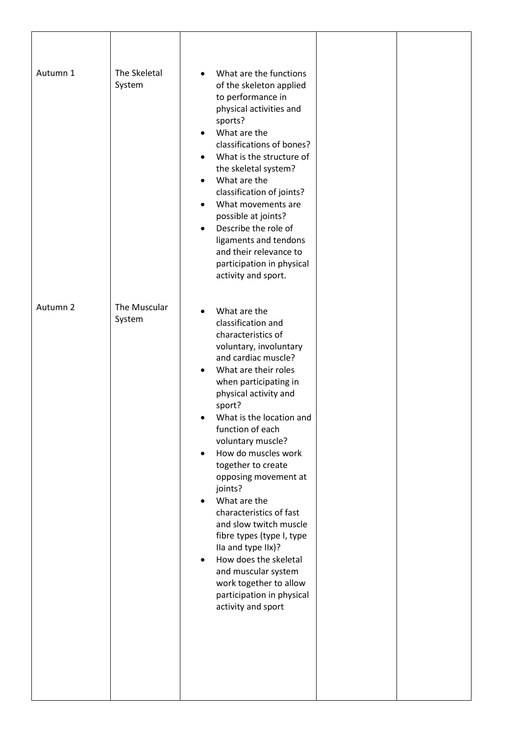| | | | | |
|---|---|---|---|---|
| Autumn 1 | The Skeletal System | • What are the functions of the skeleton applied to performance in physical activities and sports?<br>• What are the classifications of bones?<br>• What is the structure of the skeletal system?<br>• What are the classification of joints?<br>• What movements are possible at joints?<br>• Describe the role of ligaments and tendons and their relevance to participation in physical activity and sport. | | |
| Autumn 2 | The Muscular System | • What are the classification and characteristics of voluntary, involuntary and cardiac muscle?<br>• What are their roles when participating in physical activity and sport?<br>• What is the location and function of each voluntary muscle?<br>• How do muscles work together to create opposing movement at joints?<br>• What are the characteristics of fast and slow twitch muscle fibre types (type I, type IIa and type IIx)?<br>• How does the skeletal and muscular system work together to allow participation in physical activity and sport | | |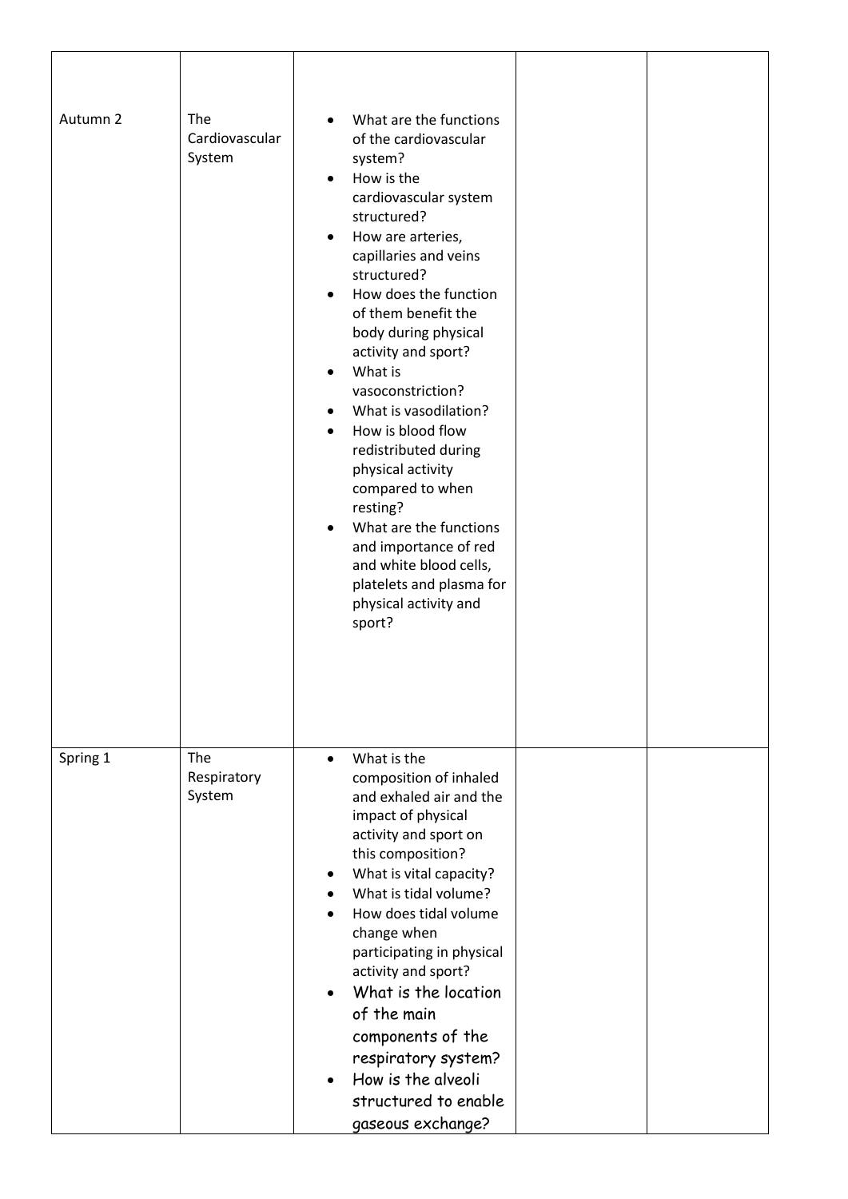| | | | | |
|---|---|---|---|---|
| Autumn 2 | The Cardiovascular System | • What are the functions of the cardiovascular system?<br>• How is the cardiovascular system structured?<br>• How are arteries, capillaries and veins structured?<br>• How does the function of them benefit the body during physical activity and sport?<br>• What is vasoconstriction?<br>• What is vasodilation?<br>• How is blood flow redistributed during physical activity compared to when resting?<br>• What are the functions and importance of red and white blood cells, platelets and plasma for physical activity and sport? | | |
| Spring 1 | The Respiratory System | • What is the composition of inhaled and exhaled air and the impact of physical activity and sport on this composition?<br>• What is vital capacity?<br>• What is tidal volume?<br>• How does tidal volume change when participating in physical activity and sport?<br>• What is the location of the main components of the respiratory system?<br>• How is the alveoli structured to enable gaseous exchange? | | |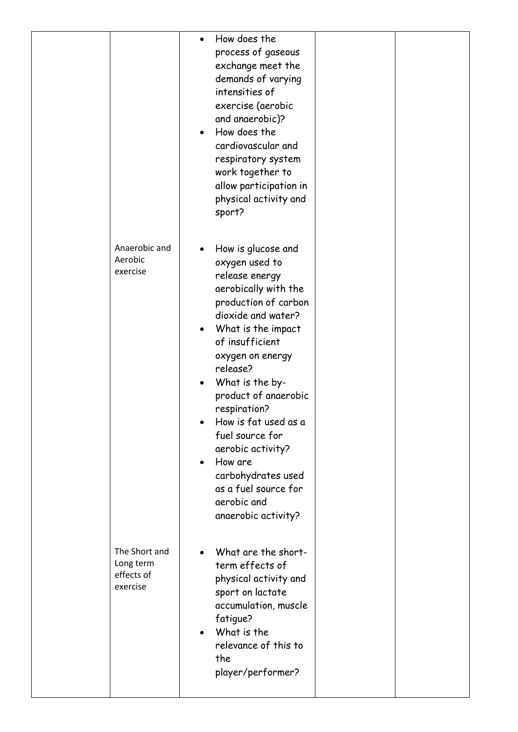| | | | | |
|---|---|---|---|---|
| | | <ul><li>How does the process of gaseous exchange meet the demands of varying intensities of exercise (aerobic and anaerobic)?</li><li>How does the cardiovascular and respiratory system work together to allow participation in physical activity and sport?</li></ul> | | |
| | Anaerobic and Aerobic exercise | <ul><li>How is glucose and oxygen used to release energy aerobically with the production of carbon dioxide and water?</li><li>What is the impact of insufficient oxygen on energy release?</li><li>What is the by-product of anaerobic respiration?</li><li>How is fat used as a fuel source for aerobic activity?</li><li>How are carbohydrates used as a fuel source for aerobic and anaerobic activity?</li></ul> | | |
| | The Short and Long term effects of exercise | <ul><li>What are the short-term effects of physical activity and sport on lactate accumulation, muscle fatigue?</li><li>What is the relevance of this to the player/performer?</li></ul> | | |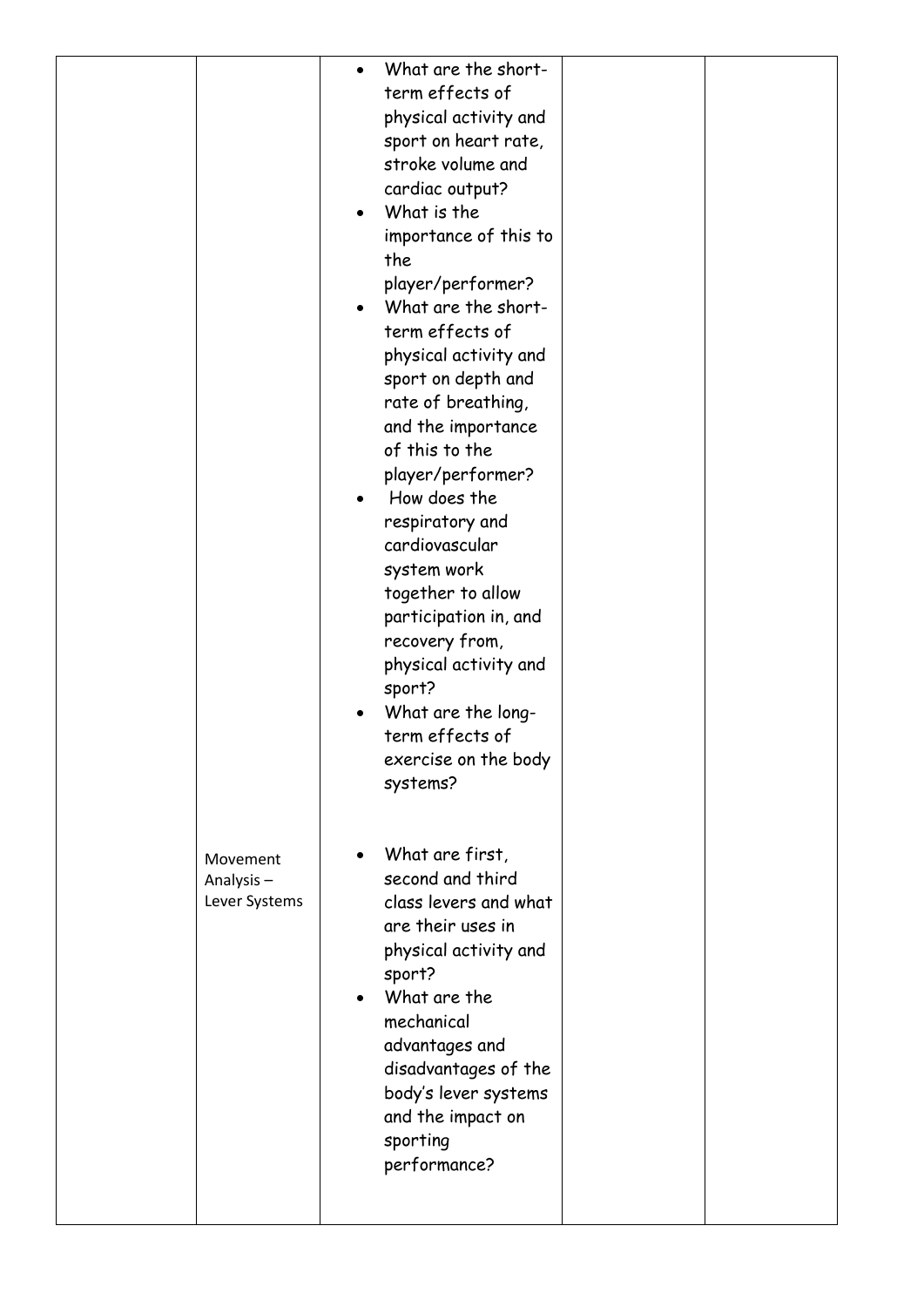| | | | | |
|---|---|---|---|---|
| | | • What are the short-term effects of physical activity and sport on heart rate, stroke volume and cardiac output?<br>• What is the importance of this to the player/performer?<br>• What are the short-term effects of physical activity and sport on depth and rate of breathing, and the importance of this to the player/performer?<br>• How does the respiratory and cardiovascular system work together to allow participation in, and recovery from, physical activity and sport?<br>• What are the long-term effects of exercise on the body systems? | | |
| | Movement Analysis – Lever Systems | • What are first, second and third class levers and what are their uses in physical activity and sport?<br>• What are the mechanical advantages and disadvantages of the body's lever systems and the impact on sporting performance? | | |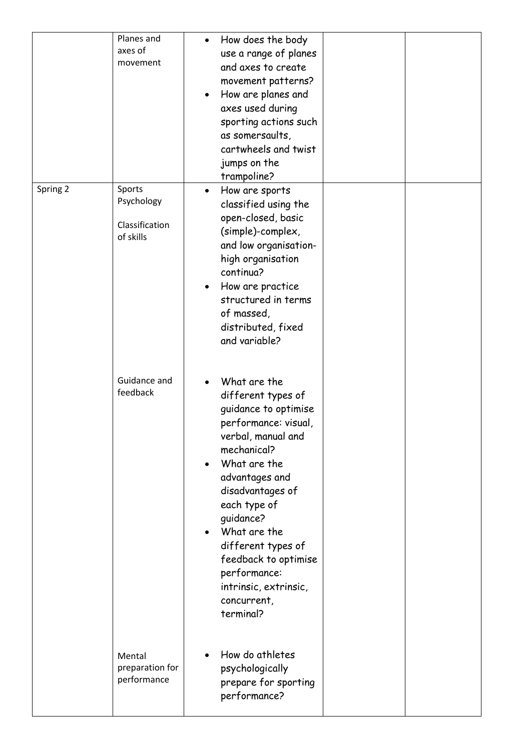| | | | | |
|---|---|---|---|---|
| | Planes and axes of movement | • How does the body use a range of planes and axes to create movement patterns?<br>• How are planes and axes used during sporting actions such as somersaults, cartwheels and twist jumps on the trampoline? | | |
| Spring 2 | Sports Psychology<br><br>Classification of skills | • How are sports classified using the open-closed, basic (simple)-complex, and low organisation-high organisation continua?<br>• How are practice structured in terms of massed, distributed, fixed and variable? | | |
| | Guidance and feedback | • What are the different types of guidance to optimise performance: visual, verbal, manual and mechanical?<br>• What are the advantages and disadvantages of each type of guidance?<br>• What are the different types of feedback to optimise performance: intrinsic, extrinsic, concurrent, terminal? | | |
| | Mental preparation for performance | • How do athletes psychologically prepare for sporting performance? | | |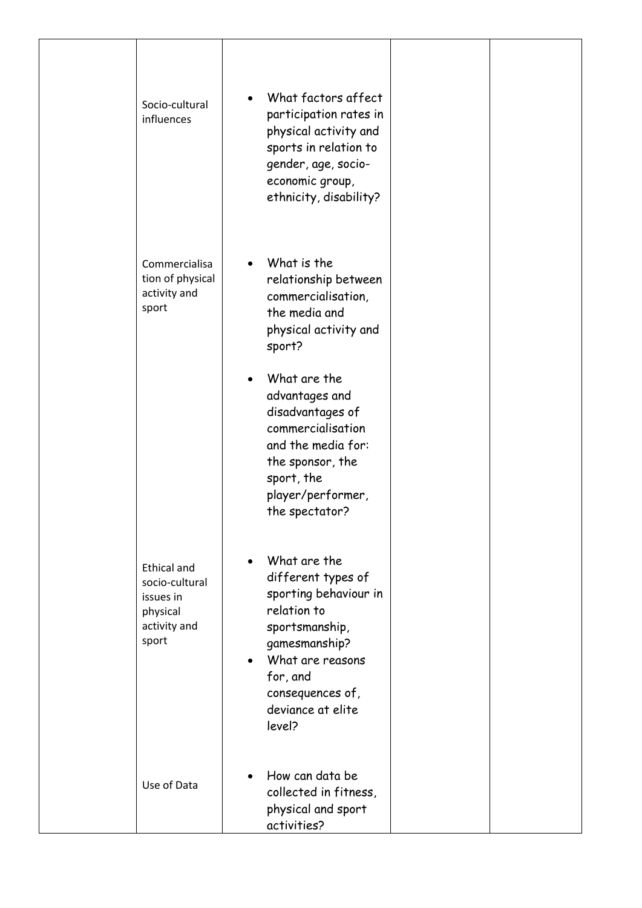| | | | | |
|---|---|---|---|---|
| | Socio-cultural influences | • What factors affect participation rates in physical activity and sports in relation to gender, age, socio-economic group, ethnicity, disability? | | |
| | Commercialisation of physical activity and sport | • What is the relationship between commercialisation, the media and physical activity and sport?<br>• What are the advantages and disadvantages of commercialisation and the media for: the sponsor, the sport, the player/performer, the spectator? | | |
| | Ethical and socio-cultural issues in physical activity and sport | • What are the different types of sporting behaviour in relation to sportsmanship, gamesmanship?<br>• What are reasons for, and consequences of, deviance at elite level? | | |
| | Use of Data | • How can data be collected in fitness, physical and sport activities? | | |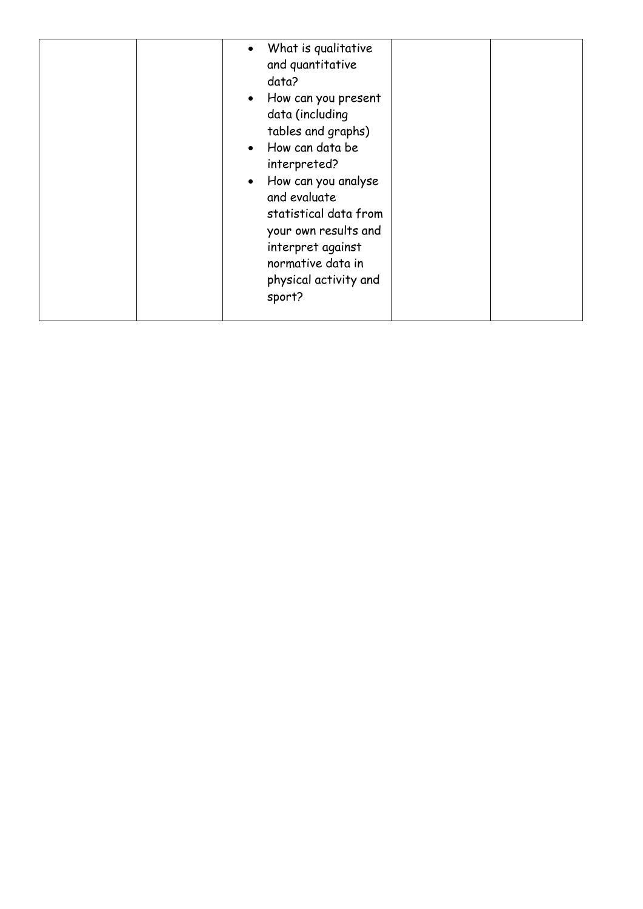| | | | | |
|---|---|---|---|---|
| | | • What is qualitative and quantitative data?<br>• How can you present data (including tables and graphs)<br>• How can data be interpreted?<br>• How can you analyse and evaluate statistical data from your own results and interpret against normative data in physical activity and sport? | | |